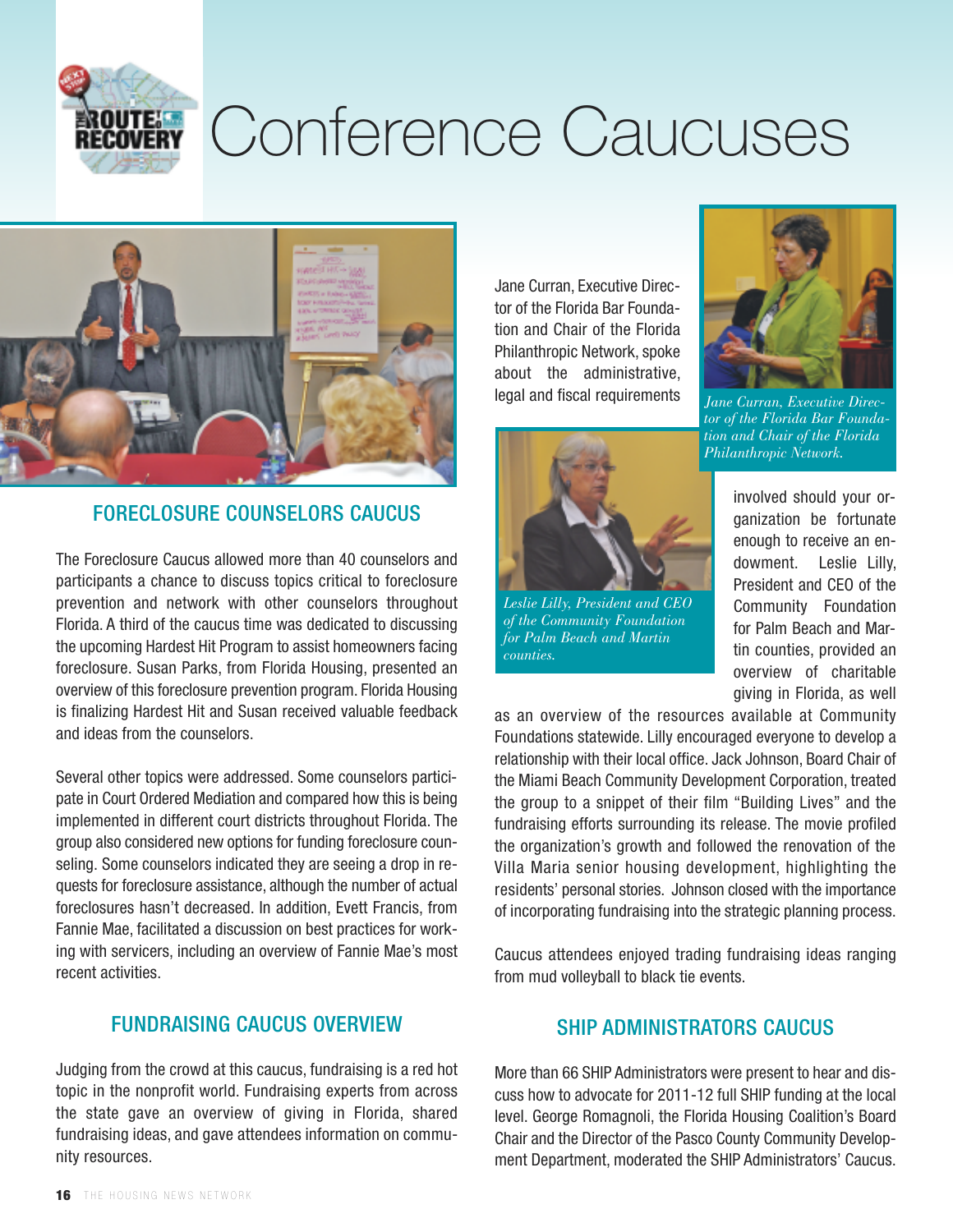# Conference Caucuses

## FORECLOSURE COUNSELORS CAUCUS

The Foreclosure Caucus allowed more than 40 counselors and participants a chance to discuss topics critical to foreclosure prevention and network with other counselors throughout Florida. A third of the caucus time was dedicated to discussing the upcoming Hardest Hit Program to assist homeowners facing foreclosure. Susan Parks, from Florida Housing, presented an overview of this foreclosure prevention program. Florida Housing is finalizing Hardest Hit and Susan received valuable feedback and ideas from the counselors.

Several other topics were addressed. Some counselors participate in Court Ordered Mediation and compared how this is being implemented in different court districts throughout Florida. The group also considered new options for funding foreclosure counseling. Some counselors indicated they are seeing a drop in requests for foreclosure assistance, although the number of actual foreclosures hasn't decreased. In addition, Evett Francis, from Fannie Mae, facilitated a discussion on best practices for working with servicers, including an overview of Fannie Mae's most recent activities.

## FUNDRAISING CAUCUS OVERVIEW

Judging from the crowd at this caucus, fundraising is a red hot topic in the nonprofit world. Fundraising experts from across the state gave an overview of giving in Florida, shared fundraising ideas, and gave attendees information on community resources.

Jane Curran, Executive Director of the Florida Bar Foundation and Chair of the Florida Philanthropic Network, spoke about the administrative, legal and fiscal requirements involved should your organization be fortunate enough to receive an endowment. Leslie Lilly, President and CEO of the Community Foundation for Palm Beach and Martin counties, provided an overview of charitable giving in Florida, as well as an overview of the resources available at Community Foundations statewide. Lilly encouraged everyone to develop a relationship with their local office. Jack Johnson, Board Chair of the Miami Beach Community Development Corporation, treated the group to a snippet of their film "Building Lives" and the fundraising efforts surrounding its release. The movie profiled the organization's growth and followed the renovation of the Villa Maria senior housing development, highlighting the residents' personal stories. Johnson closed with the importance of incorporating fundraising into the strategic planning process.

*Jane Curran, Executive Director of the Florida Bar Foundation and Chair of the Florida Philanthropic Network.*

*Leslie Lilly, President and CEO of the Community Foundation for Palm Beach and Martin counties.*

Caucus attendees enjoyed trading fundraising ideas ranging from mud volleyball to black tie events.

## SHIP ADMINISTRATORS CAUCUS

More than 66 SHIP Administrators were present to hear and discuss how to advocate for 2011-12 full SHIP funding at the local level. George Romagnoli, the Florida Housing Coalition's Board Chair and the Director of the Pasco County Community Development Department, moderated the SHIP Administrators' Caucus.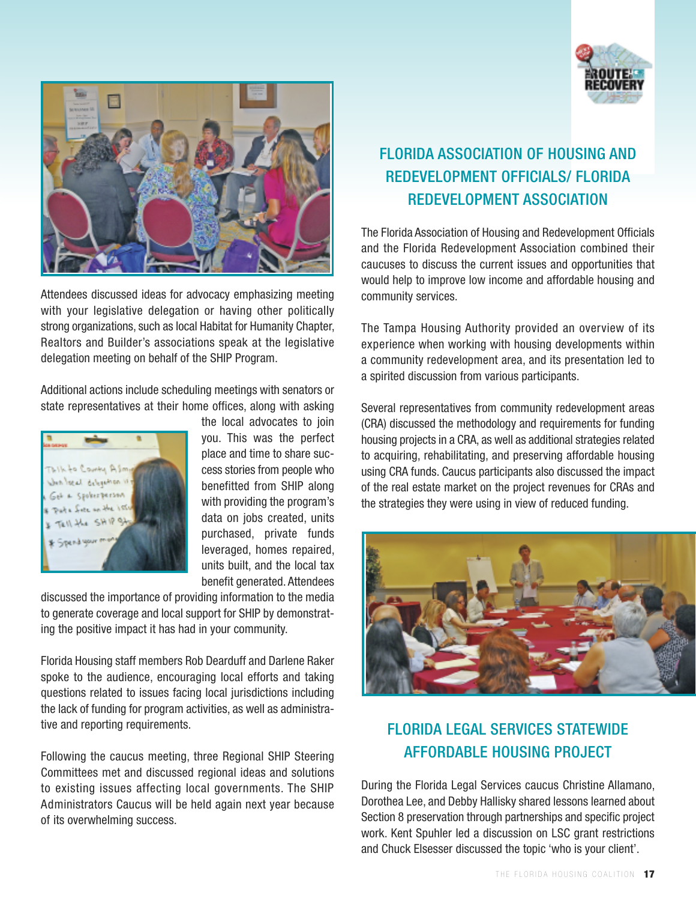Attendees discussed ideas for advocacy emphasizing meeting with your legislative delegation or having other politically strong organizations, such as local Habitat for Humanity Chapter, Realtors and Builder's associations speak at the legislative delegation meeting on behalf of the SHIP Program.

Additional actions include scheduling meetings with senators or state representatives at their home offices, along with asking the local advocates to join you. This was the perfect place and time to share success stories from people who benefitted from SHIP along with providing the program's data on jobs created, units purchased, private funds leveraged, homes repaired, units built, and the local tax benefit generated. Attendees discussed the importance of providing information to the media to generate coverage and local support for SHIP by demonstrating the positive impact it has had in your community.

Florida Housing staff members Rob Dearduff and Darlene Raker spoke to the audience, encouraging local efforts and taking questions related to issues facing local jurisdictions including the lack of funding for program activities, as well as administrative and reporting requirements.

Following the caucus meeting, three Regional SHIP Steering Committees met and discussed regional ideas and solutions to existing issues affecting local governments. The SHIP Administrators Caucus will be held again next year because of its overwhelming success.

## FLORIDA ASSOCIATION OF HOUSING AND REDEVELOPMENT OFFICIALS/ FLORIDA REDEVELOPMENT ASSOCIATION

The Florida Association of Housing and Redevelopment Officials and the Florida Redevelopment Association combined their caucuses to discuss the current issues and opportunities that would help to improve low income and affordable housing and community services.

The Tampa Housing Authority provided an overview of its experience when working with housing developments within a community redevelopment area, and its presentation led to a spirited discussion from various participants.

Several representatives from community redevelopment areas (CRA) discussed the methodology and requirements for funding housing projects in a CRA, as well as additional strategies related to acquiring, rehabilitating, and preserving affordable housing using CRA funds. Caucus participants also discussed the impact of the real estate market on the project revenues for CRAs and the strategies they were using in view of reduced funding.

## FLORIDA LEGAL SERVICES STATEWIDE AFFORDABLE HOUSING PROJECT

During the Florida Legal Services caucus Christine Allamano, Dorothea Lee, and Debby Hallisky shared lessons learned about Section 8 preservation through partnerships and specific project work. Kent Spuhler led a discussion on LSC grant restrictions and Chuck Elsesser discussed the topic 'who is your client'.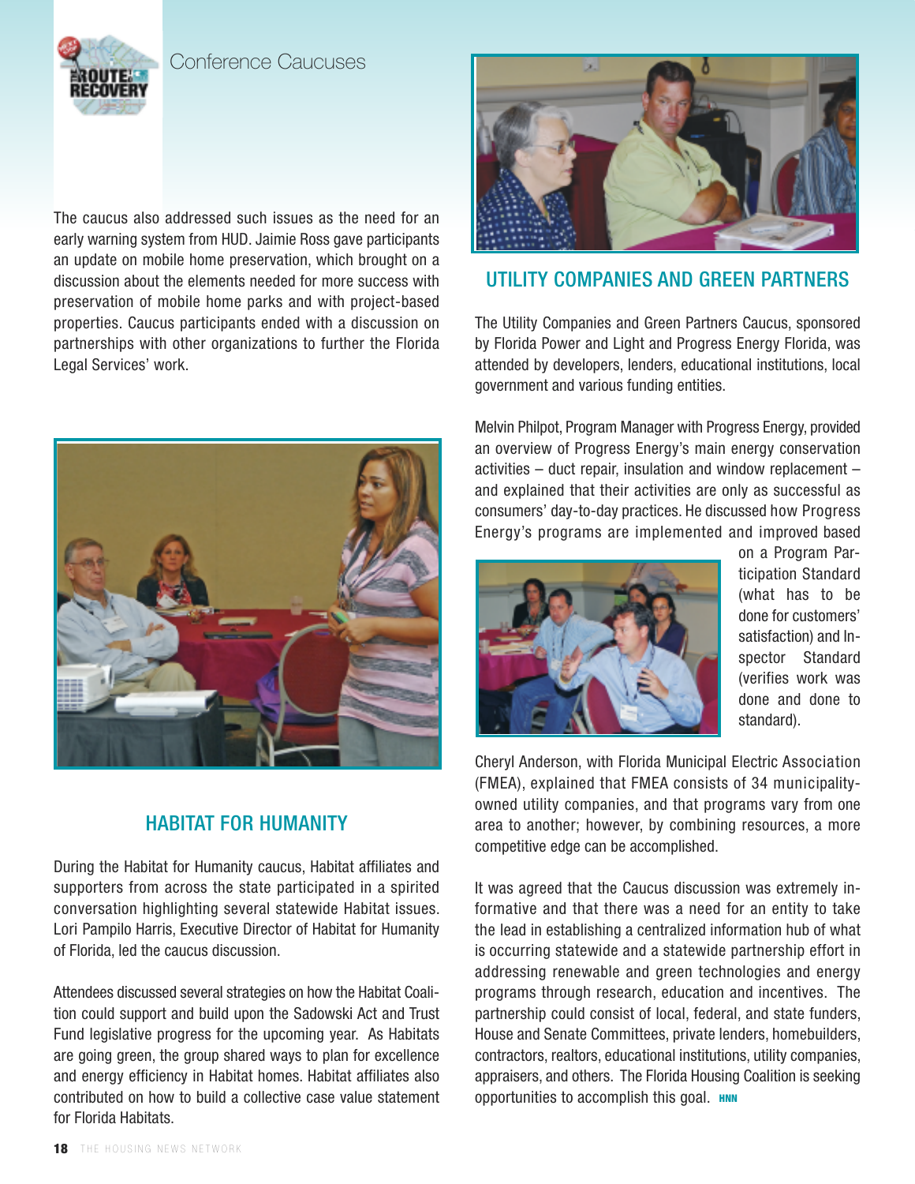Conference Caucuses

The caucus also addressed such issues as the need for an early warning system from HUD. Jaimie Ross gave participants an update on mobile home preservation, which brought on a discussion about the elements needed for more success with preservation of mobile home parks and with project-based properties. Caucus participants ended with a discussion on partnerships with other organizations to further the Florida Legal Services' work.

## HABITAT FOR HUMANITY

During the Habitat for Humanity caucus, Habitat affiliates and supporters from across the state participated in a spirited conversation highlighting several statewide Habitat issues. Lori Pampilo Harris, Executive Director of Habitat for Humanity of Florida, led the caucus discussion.

Attendees discussed several strategies on how the Habitat Coalition could support and build upon the Sadowski Act and Trust Fund legislative progress for the upcoming year. As Habitats are going green, the group shared ways to plan for excellence and energy efficiency in Habitat homes. Habitat affiliates also contributed on how to build a collective case value statement for Florida Habitats.

## UTILITY COMPANIES AND GREEN PARTNERS

The Utility Companies and Green Partners Caucus, sponsored by Florida Power and Light and Progress Energy Florida, was attended by developers, lenders, educational institutions, local government and various funding entities.

Melvin Philpot, Program Manager with Progress Energy, provided an overview of Progress Energy's main energy conservation activities – duct repair, insulation and window replacement – and explained that their activities are only as successful as consumers' day-to-day practices. He discussed how Progress Energy's programs are implemented and improved based on a Program Participation Standard (what has to be done for customers' satisfaction) and Inspector Standard (verifies work was done and done to standard).

Cheryl Anderson, with Florida Municipal Electric Association (FMEA), explained that FMEA consists of 34 municipality-owned utility companies, and that programs vary from one area to another; however, by combining resources, a more competitive edge can be accomplished.

It was agreed that the Caucus discussion was extremely informative and that there was a need for an entity to take the lead in establishing a centralized information hub of what is occurring statewide and a statewide partnership effort in addressing renewable and green technologies and energy programs through research, education and incentives. The partnership could consist of local, federal, and state funders, House and Senate Committees, private lenders, homebuilders, contractors, realtors, educational institutions, utility companies, appraisers, and others. The Florida Housing Coalition is seeking opportunities to accomplish this goal. HNN